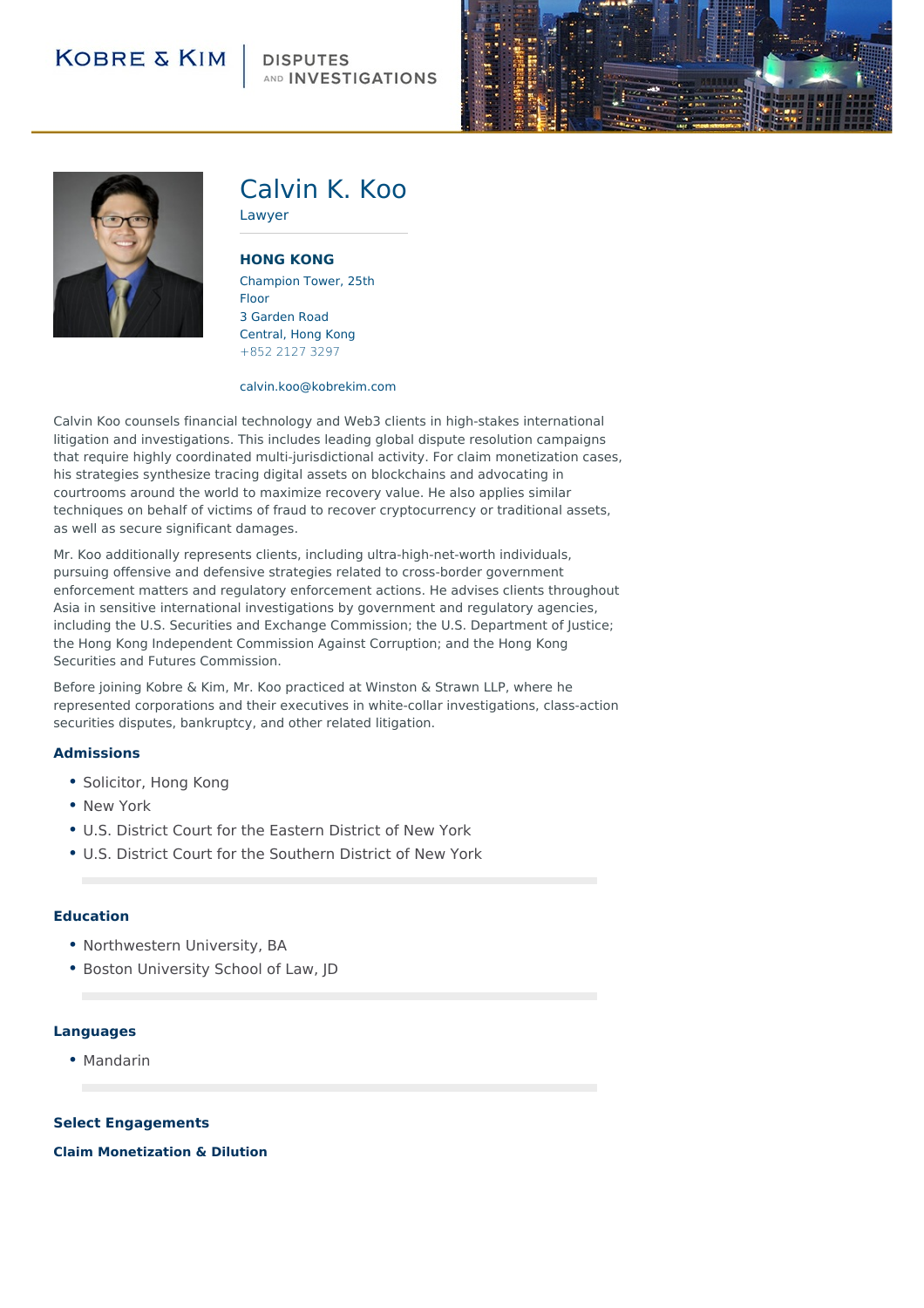KOBRE & KIM | DISPUTES AND INVESTIGATIONS

# Calvin K. Koo

Lawyer

**HONG KONG**
Champion Tower, 25th Floor
3 Garden Road
Central, Hong Kong
+852 2127 3297

calvin.koo@kobrekim.com

Calvin Koo counsels financial technology and Web3 clients in high-stakes international litigation and investigations. This includes leading global dispute resolution campaigns that require highly coordinated multi-jurisdictional activity. For claim monetization cases, his strategies synthesize tracing digital assets on blockchains and advocating in courtrooms around the world to maximize recovery value. He also applies similar techniques on behalf of victims of fraud to recover cryptocurrency or traditional assets, as well as secure significant damages.

Mr. Koo additionally represents clients, including ultra-high-net-worth individuals, pursuing offensive and defensive strategies related to cross-border government enforcement matters and regulatory enforcement actions. He advises clients throughout Asia in sensitive international investigations by government and regulatory agencies, including the U.S. Securities and Exchange Commission; the U.S. Department of Justice; the Hong Kong Independent Commission Against Corruption; and the Hong Kong Securities and Futures Commission.

Before joining Kobre & Kim, Mr. Koo practiced at Winston & Strawn LLP, where he represented corporations and their executives in white-collar investigations, class-action securities disputes, bankruptcy, and other related litigation.

## Admissions

- Solicitor, Hong Kong
- New York
- U.S. District Court for the Eastern District of New York
- U.S. District Court for the Southern District of New York

## Education

- Northwestern University, BA
- Boston University School of Law, JD

## Languages

- Mandarin

## Select Engagements

### Claim Monetization & Dilution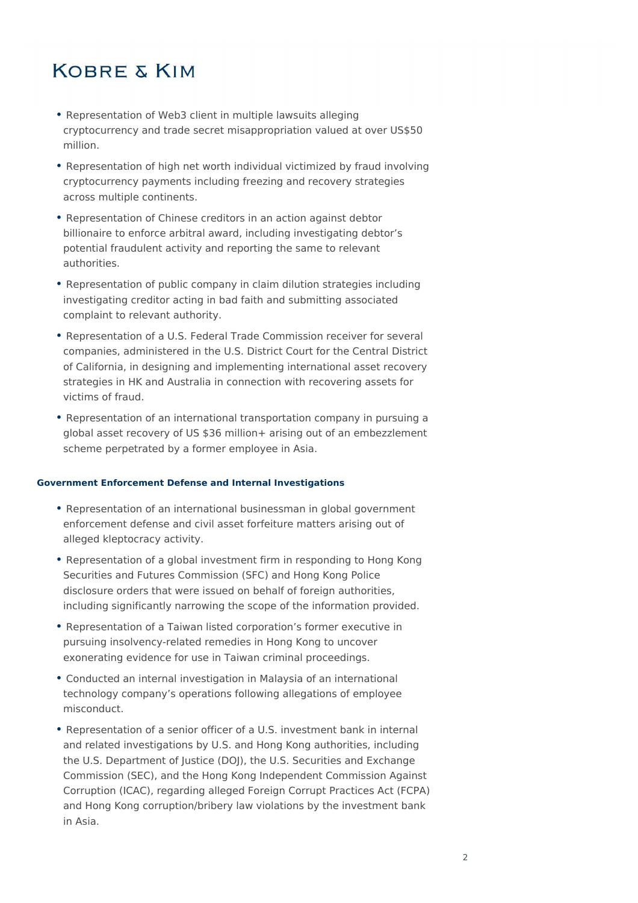- Representation of Web3 client in multiple lawsuits alleging cryptocurrency and trade secret misappropriation valued at over US$50 million.
- Representation of high net worth individual victimized by fraud involving cryptocurrency payments including freezing and recovery strategies across multiple continents.
- Representation of Chinese creditors in an action against debtor billionaire to enforce arbitral award, including investigating debtor's potential fraudulent activity and reporting the same to relevant authorities.
- Representation of public company in claim dilution strategies including investigating creditor acting in bad faith and submitting associated complaint to relevant authority.
- Representation of a U.S. Federal Trade Commission receiver for several companies, administered in the U.S. District Court for the Central District of California, in designing and implementing international asset recovery strategies in HK and Australia in connection with recovering assets for victims of fraud.
- Representation of an international transportation company in pursuing a global asset recovery of US $36 million+ arising out of an embezzlement scheme perpetrated by a former employee in Asia.

#### Government Enforcement Defense and Internal Investigations

- Representation of an international businessman in global government enforcement defense and civil asset forfeiture matters arising out of alleged kleptocracy activity.
- Representation of a global investment firm in responding to Hong Kong Securities and Futures Commission (SFC) and Hong Kong Police disclosure orders that were issued on behalf of foreign authorities, including significantly narrowing the scope of the information provided.
- Representation of a Taiwan listed corporation's former executive in pursuing insolvency-related remedies in Hong Kong to uncover exonerating evidence for use in Taiwan criminal proceedings.
- Conducted an internal investigation in Malaysia of an international technology company's operations following allegations of employee misconduct.
- Representation of a senior officer of a U.S. investment bank in internal and related investigations by U.S. and Hong Kong authorities, including the U.S. Department of Justice (DOJ), the U.S. Securities and Exchange Commission (SEC), and the Hong Kong Independent Commission Against Corruption (ICAC), regarding alleged Foreign Corrupt Practices Act (FCPA) and Hong Kong corruption/bribery law violations by the investment bank in Asia.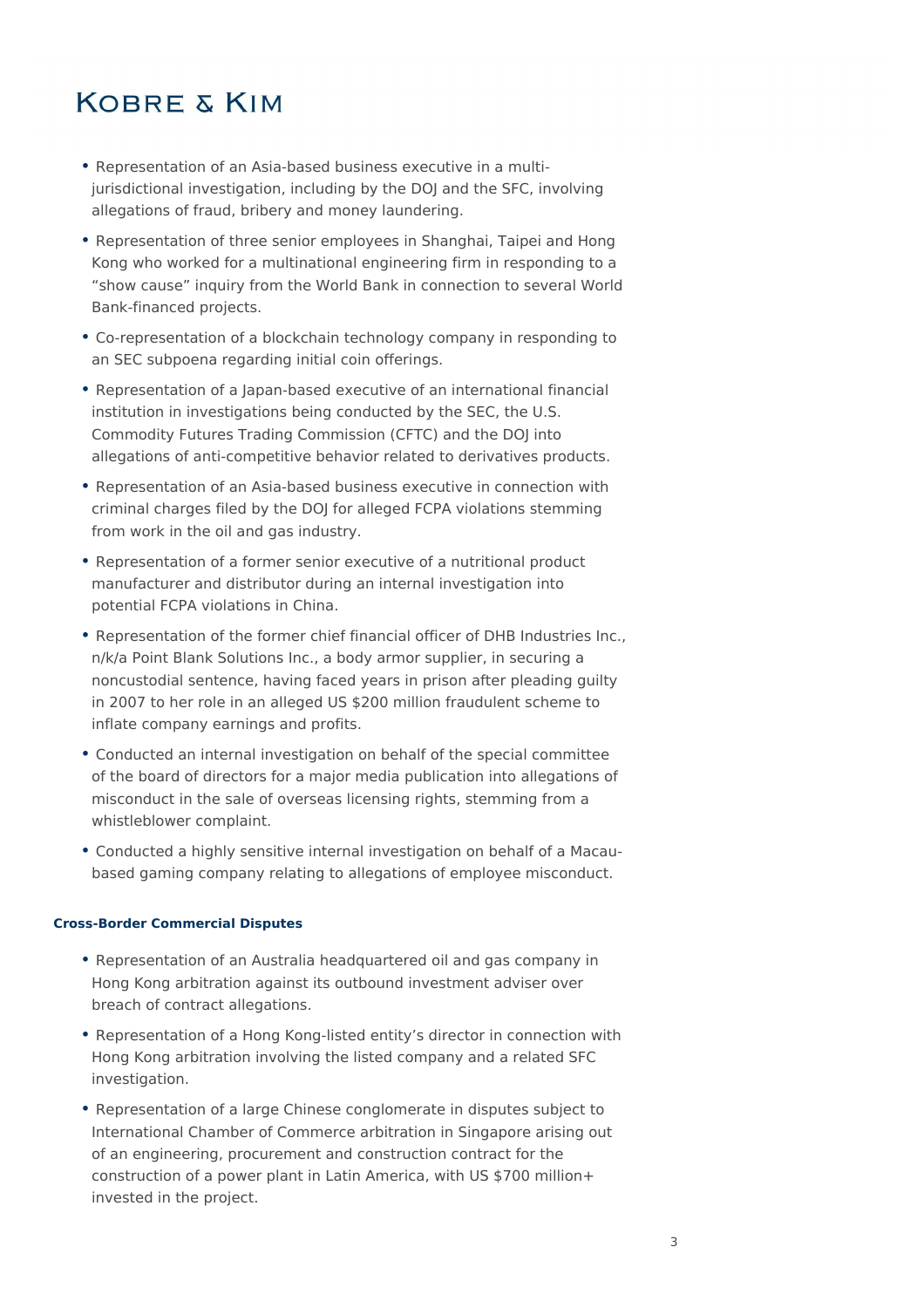- Representation of an Asia-based business executive in a multi-jurisdictional investigation, including by the DOJ and the SFC, involving allegations of fraud, bribery and money laundering.
- Representation of three senior employees in Shanghai, Taipei and Hong Kong who worked for a multinational engineering firm in responding to a "show cause" inquiry from the World Bank in connection to several World Bank-financed projects.
- Co-representation of a blockchain technology company in responding to an SEC subpoena regarding initial coin offerings.
- Representation of a Japan-based executive of an international financial institution in investigations being conducted by the SEC, the U.S. Commodity Futures Trading Commission (CFTC) and the DOJ into allegations of anti-competitive behavior related to derivatives products.
- Representation of an Asia-based business executive in connection with criminal charges filed by the DOJ for alleged FCPA violations stemming from work in the oil and gas industry.
- Representation of a former senior executive of a nutritional product manufacturer and distributor during an internal investigation into potential FCPA violations in China.
- Representation of the former chief financial officer of DHB Industries Inc., n/k/a Point Blank Solutions Inc., a body armor supplier, in securing a noncustodial sentence, having faced years in prison after pleading guilty in 2007 to her role in an alleged US $200 million fraudulent scheme to inflate company earnings and profits.
- Conducted an internal investigation on behalf of the special committee of the board of directors for a major media publication into allegations of misconduct in the sale of overseas licensing rights, stemming from a whistleblower complaint.
- Conducted a highly sensitive internal investigation on behalf of a Macau-based gaming company relating to allegations of employee misconduct.

#### Cross-Border Commercial Disputes

- Representation of an Australia headquartered oil and gas company in Hong Kong arbitration against its outbound investment adviser over breach of contract allegations.
- Representation of a Hong Kong-listed entity's director in connection with Hong Kong arbitration involving the listed company and a related SFC investigation.
- Representation of a large Chinese conglomerate in disputes subject to International Chamber of Commerce arbitration in Singapore arising out of an engineering, procurement and construction contract for the construction of a power plant in Latin America, with US $700 million+ invested in the project.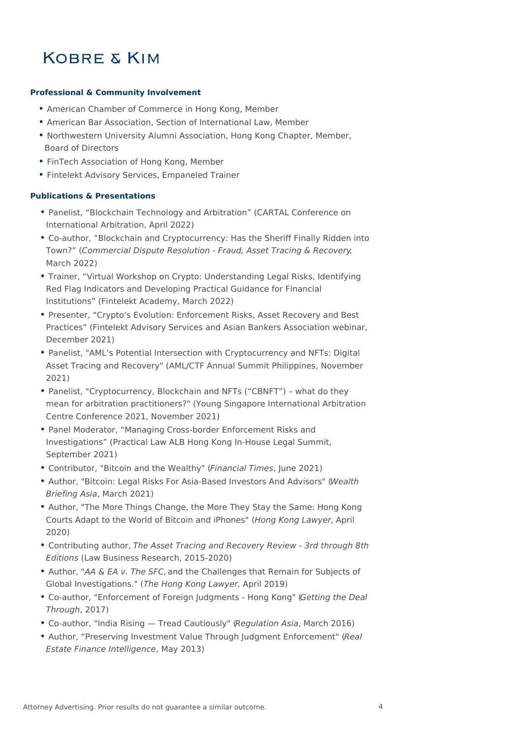### Professional & Community Involvement

- American Chamber of Commerce in Hong Kong, Member
- American Bar Association, Section of International Law, Member
- Northwestern University Alumni Association, Hong Kong Chapter, Member, Board of Directors
- FinTech Association of Hong Kong, Member
- Fintelekt Advisory Services, Empaneled Trainer

### Publications & Presentations

- Panelist, "Blockchain Technology and Arbitration" (CARTAL Conference on International Arbitration, April 2022)
- Co-author, "Blockchain and Cryptocurrency: Has the Sheriff Finally Ridden into Town?" (*Commercial Dispute Resolution - Fraud, Asset Tracing & Recovery*, March 2022)
- Trainer, "Virtual Workshop on Crypto: Understanding Legal Risks, Identifying Red Flag Indicators and Developing Practical Guidance for Financial Institutions" (Fintelekt Academy, March 2022)
- Presenter, "Crypto's Evolution: Enforcement Risks, Asset Recovery and Best Practices" (Fintelekt Advisory Services and Asian Bankers Association webinar, December 2021)
- Panelist, "AML's Potential Intersection with Cryptocurrency and NFTs: Digital Asset Tracing and Recovery" (AML/CTF Annual Summit Philippines, November 2021)
- Panelist, "Cryptocurrency, Blockchain and NFTs ("CBNFT") – what do they mean for arbitration practitioners?" (Young Singapore International Arbitration Centre Conference 2021, November 2021)
- Panel Moderator, "Managing Cross-border Enforcement Risks and Investigations" (Practical Law ALB Hong Kong In-House Legal Summit, September 2021)
- Contributor, "Bitcoin and the Wealthy" (*Financial Times*, June 2021)
- Author, "Bitcoin: Legal Risks For Asia-Based Investors And Advisors" (*Wealth Briefing Asia*, March 2021)
- Author, "The More Things Change, the More They Stay the Same: Hong Kong Courts Adapt to the World of Bitcoin and iPhones" (*Hong Kong Lawyer*, April 2020)
- Contributing author, *The Asset Tracing and Recovery Review - 3rd through 8th Editions* (Law Business Research, 2015-2020)
- Author, "*AA & EA v. The SFC*, and the Challenges that Remain for Subjects of Global Investigations." (*The Hong Kong Lawyer*, April 2019)
- Co-author, "Enforcement of Foreign Judgments - Hong Kong" (*Getting the Deal Through*, 2017)
- Co-author, "India Rising — Tread Cautiously" (*Regulation Asia*, March 2016)
- Author, "Preserving Investment Value Through Judgment Enforcement" (*Real Estate Finance Intelligence*, May 2013)

Attorney Advertising. Prior results do not guarantee a similar outcome.